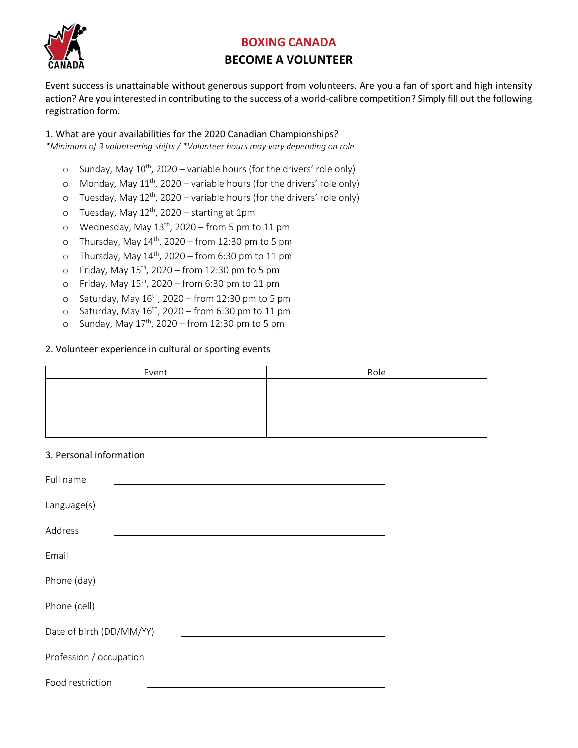# BOXING CANADA

## BECOME A VOLUNTEER

Event success is unattainable without generous support from volunteers. Are you a fan of sport and high intensity action? Are you interested in contributing to the success of a world-calibre competition? Simply fill out the following registration form.

1. What are your availabilities for the 2020 Canadian Championships?

*\*Minimum of 3 volunteering shifts / \*Volunteer hours may vary depending on role*

- Sunday, May 10th, 2020 – variable hours (for the drivers' role only)
- Monday, May 11th, 2020 – variable hours (for the drivers' role only)
- Tuesday, May 12th, 2020 – variable hours (for the drivers' role only)
- Tuesday, May 12th, 2020 – starting at 1pm
- Wednesday, May 13th, 2020 – from 5 pm to 11 pm
- Thursday, May 14th, 2020 – from 12:30 pm to 5 pm
- Thursday, May 14th, 2020 – from 6:30 pm to 11 pm
- Friday, May 15th, 2020 – from 12:30 pm to 5 pm
- Friday, May 15th, 2020 – from 6:30 pm to 11 pm
- Saturday, May 16th, 2020 – from 12:30 pm to 5 pm
- Saturday, May 16th, 2020 – from 6:30 pm to 11 pm
- Sunday, May 17th, 2020 – from 12:30 pm to 5 pm

2. Volunteer experience in cultural or sporting events

| Event | Role |
|---|---|
| | |
| | |
| | |

3. Personal information

Full name \_\_\_\_\_\_\_\_\_\_\_\_\_\_\_\_\_\_\_\_

Language(s) \_\_\_\_\_\_\_\_\_\_\_\_\_\_\_\_\_\_\_\_

Address \_\_\_\_\_\_\_\_\_\_\_\_\_\_\_\_\_\_\_\_

Email \_\_\_\_\_\_\_\_\_\_\_\_\_\_\_\_\_\_\_\_

Phone (day) \_\_\_\_\_\_\_\_\_\_\_\_\_\_\_\_\_\_\_\_

Phone (cell) \_\_\_\_\_\_\_\_\_\_\_\_\_\_\_\_\_\_\_\_

Date of birth (DD/MM/YY) \_\_\_\_\_\_\_\_\_\_\_\_\_\_\_\_\_\_\_\_

Profession / occupation \_\_\_\_\_\_\_\_\_\_\_\_\_\_\_\_\_\_\_\_

Food restriction \_\_\_\_\_\_\_\_\_\_\_\_\_\_\_\_\_\_\_\_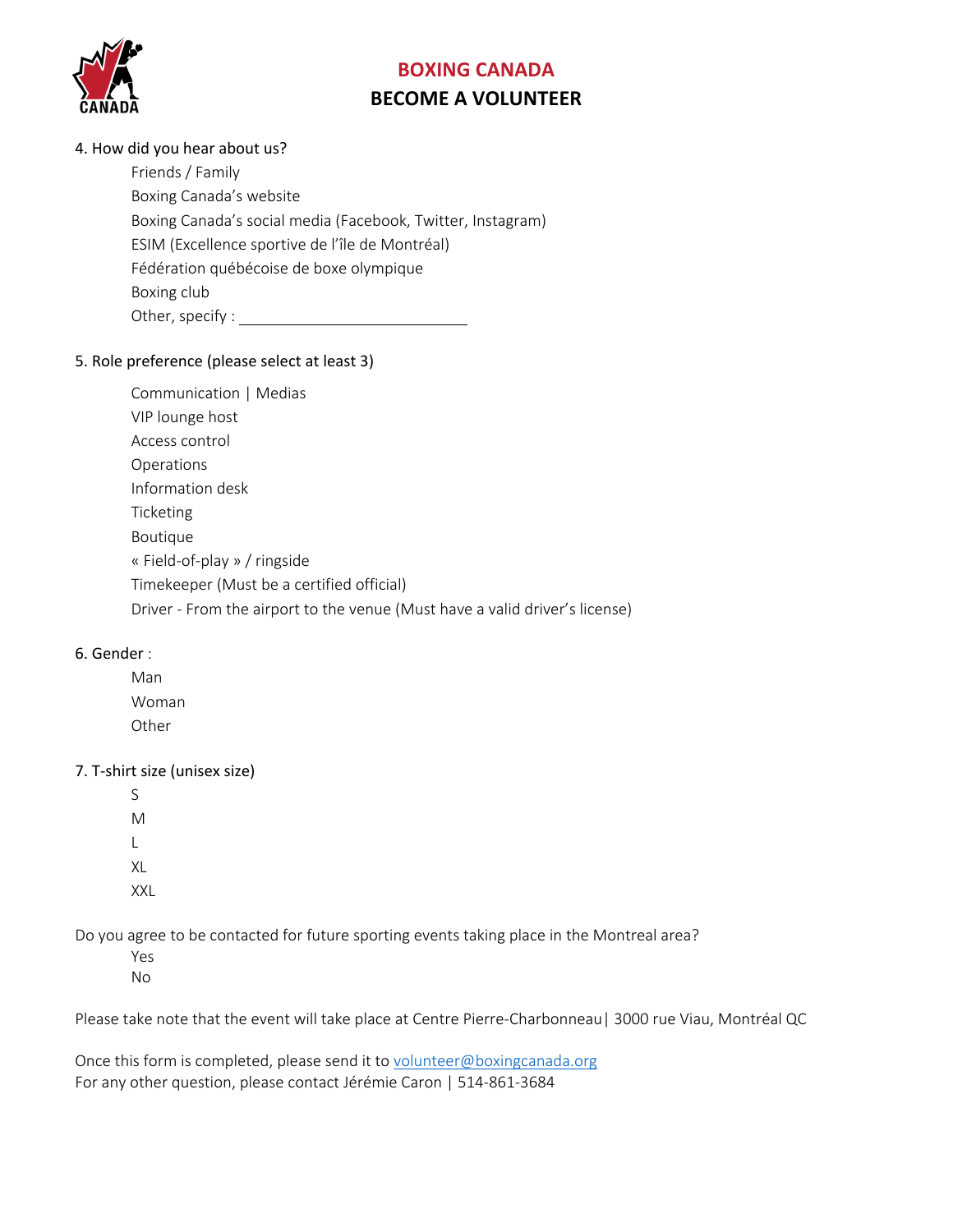# BOXING CANADA
## BECOME A VOLUNTEER

4. How did you hear about us?

- Friends / Family
- Boxing Canada's website
- Boxing Canada's social media (Facebook, Twitter, Instagram)
- ESIM (Excellence sportive de l'île de Montréal)
- Fédération québécoise de boxe olympique
- Boxing club
- Other, specify : ____________________________

5. Role preference (please select at least 3)

- Communication | Medias
- VIP lounge host
- Access control
- Operations
- Information desk
- Ticketing
- Boutique
- « Field-of-play » / ringside
- Timekeeper (Must be a certified official)
- Driver - From the airport to the venue (Must have a valid driver's license)

6. Gender :

- Man
- Woman
- Other

7. T-shirt size (unisex size)

- S
- M
- L
- XL
- XXL

Do you agree to be contacted for future sporting events taking place in the Montreal area?

- Yes
- No

Please take note that the event will take place at Centre Pierre-Charbonneau| 3000 rue Viau, Montréal QC

Once this form is completed, please send it to volunteer@boxingcanada.org
For any other question, please contact Jérémie Caron | 514-861-3684